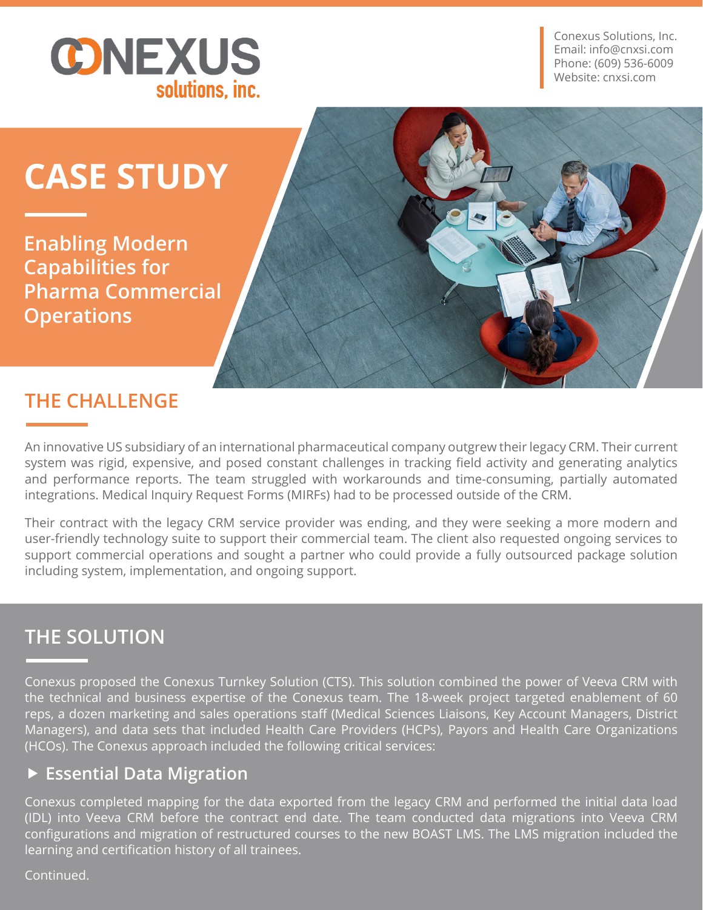CONEXUS solutions, inc.

Conexus Solutions, Inc.
Email: info@cnxsi.com
Phone: (609) 536-6009
Website: cnxsi.com

# CASE STUDY

Enabling Modern Capabilities for Pharma Commercial Operations

## THE CHALLENGE

An innovative US subsidiary of an international pharmaceutical company outgrew their legacy CRM. Their current system was rigid, expensive, and posed constant challenges in tracking field activity and generating analytics and performance reports. The team struggled with workarounds and time-consuming, partially automated integrations. Medical Inquiry Request Forms (MIRFs) had to be processed outside of the CRM.

Their contract with the legacy CRM service provider was ending, and they were seeking a more modern and user-friendly technology suite to support their commercial team. The client also requested ongoing services to support commercial operations and sought a partner who could provide a fully outsourced package solution including system, implementation, and ongoing support.

## THE SOLUTION

Conexus proposed the Conexus Turnkey Solution (CTS). This solution combined the power of Veeva CRM with the technical and business expertise of the Conexus team. The 18-week project targeted enablement of 60 reps, a dozen marketing and sales operations staff (Medical Sciences Liaisons, Key Account Managers, District Managers), and data sets that included Health Care Providers (HCPs), Payors and Health Care Organizations (HCOs). The Conexus approach included the following critical services:

### ▸ Essential Data Migration

Conexus completed mapping for the data exported from the legacy CRM and performed the initial data load (IDL) into Veeva CRM before the contract end date. The team conducted data migrations into Veeva CRM configurations and migration of restructured courses to the new BOAST LMS. The LMS migration included the learning and certification history of all trainees.

Continued.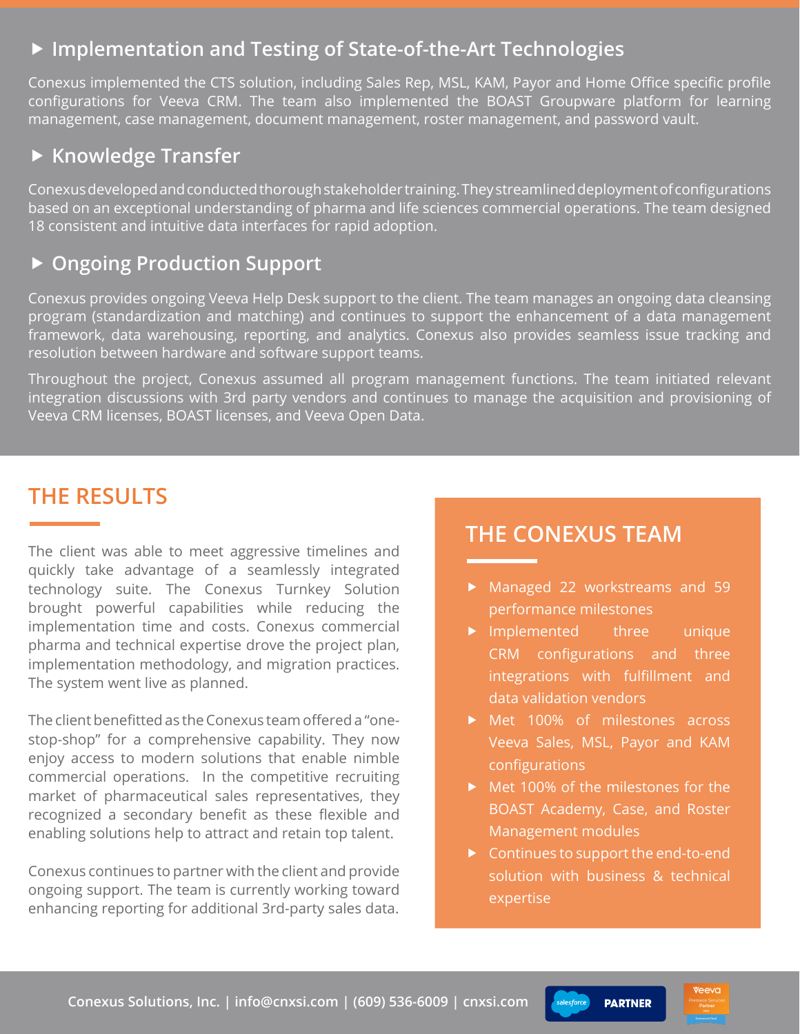## Implementation and Testing of State-of-the-Art Technologies

Conexus implemented the CTS solution, including Sales Rep, MSL, KAM, Payor and Home Office specific profile configurations for Veeva CRM. The team also implemented the BOAST Groupware platform for learning management, case management, document management, roster management, and password vault.

## Knowledge Transfer

Conexus developed and conducted thorough stakeholder training. They streamlined deployment of configurations based on an exceptional understanding of pharma and life sciences commercial operations. The team designed 18 consistent and intuitive data interfaces for rapid adoption.

## Ongoing Production Support

Conexus provides ongoing Veeva Help Desk support to the client. The team manages an ongoing data cleansing program (standardization and matching) and continues to support the enhancement of a data management framework, data warehousing, reporting, and analytics. Conexus also provides seamless issue tracking and resolution between hardware and software support teams.

Throughout the project, Conexus assumed all program management functions. The team initiated relevant integration discussions with 3rd party vendors and continues to manage the acquisition and provisioning of Veeva CRM licenses, BOAST licenses, and Veeva Open Data.

# THE RESULTS

The client was able to meet aggressive timelines and quickly take advantage of a seamlessly integrated technology suite. The Conexus Turnkey Solution brought powerful capabilities while reducing the implementation time and costs. Conexus commercial pharma and technical expertise drove the project plan, implementation methodology, and migration practices. The system went live as planned.

The client benefitted as the Conexus team offered a "one-stop-shop" for a comprehensive capability. They now enjoy access to modern solutions that enable nimble commercial operations. In the competitive recruiting market of pharmaceutical sales representatives, they recognized a secondary benefit as these flexible and enabling solutions help to attract and retain top talent.

Conexus continues to partner with the client and provide ongoing support. The team is currently working toward enhancing reporting for additional 3rd-party sales data.

## THE CONEXUS TEAM

- Managed 22 workstreams and 59 performance milestones
- Implemented three unique CRM configurations and three integrations with fulfillment and data validation vendors
- Met 100% of milestones across Veeva Sales, MSL, Payor and KAM configurations
- Met 100% of the milestones for the BOAST Academy, Case, and Roster Management modules
- Continues to support the end-to-end solution with business & technical expertise

Conexus Solutions, Inc. | info@cnxsi.com | (609) 536-6009 | cnxsi.com